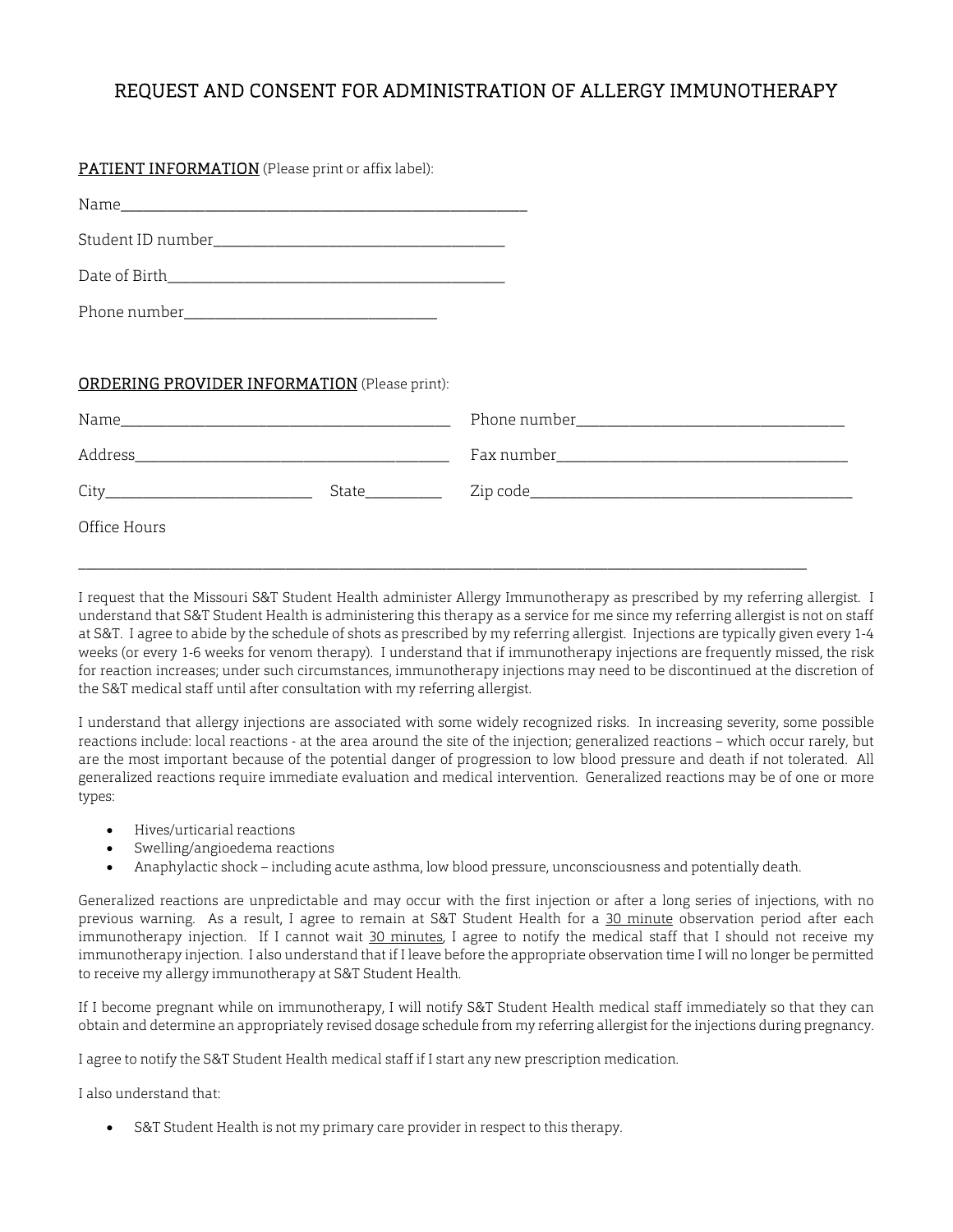# REQUEST AND CONSENT FOR ADMINISTRATION OF ALLERGY IMMUNOTHERAPY

<u>PATIENT INFORMATION</u> (Please print or affix label):

Name_______________________________________________

Student ID number________________________________

Date of Birth______________________________________

Phone number_____________________________

<u>ORDERING PROVIDER INFORMATION</u> (Please print):

Name______________________________________ Phone number_________________________________

Address____________________________________ Fax number___________________________________

City_________________________ State_________ Zip code_____________________________________

Office Hours

_____________________________________________________________________________________________

I request that the Missouri S&T Student Health administer Allergy Immunotherapy as prescribed by my referring allergist. I understand that S&T Student Health is administering this therapy as a service for me since my referring allergist is not on staff at S&T. I agree to abide by the schedule of shots as prescribed by my referring allergist. Injections are typically given every 1-4 weeks (or every 1-6 weeks for venom therapy). I understand that if immunotherapy injections are frequently missed, the risk for reaction increases; under such circumstances, immunotherapy injections may need to be discontinued at the discretion of the S&T medical staff until after consultation with my referring allergist.

I understand that allergy injections are associated with some widely recognized risks. In increasing severity, some possible reactions include: local reactions - at the area around the site of the injection; generalized reactions – which occur rarely, but are the most important because of the potential danger of progression to low blood pressure and death if not tolerated. All generalized reactions require immediate evaluation and medical intervention. Generalized reactions may be of one or more types:

- Hives/urticarial reactions
- Swelling/angioedema reactions
- Anaphylactic shock – including acute asthma, low blood pressure, unconsciousness and potentially death.

Generalized reactions are unpredictable and may occur with the first injection or after a long series of injections, with no previous warning. As a result, I agree to remain at S&T Student Health for a <u>30 minute</u> observation period after each immunotherapy injection. If I cannot wait <u>30 minutes</u>, I agree to notify the medical staff that I should not receive my immunotherapy injection. I also understand that if I leave before the appropriate observation time I will no longer be permitted to receive my allergy immunotherapy at S&T Student Health.

If I become pregnant while on immunotherapy, I will notify S&T Student Health medical staff immediately so that they can obtain and determine an appropriately revised dosage schedule from my referring allergist for the injections during pregnancy.

I agree to notify the S&T Student Health medical staff if I start any new prescription medication.

I also understand that:

- S&T Student Health is not my primary care provider in respect to this therapy.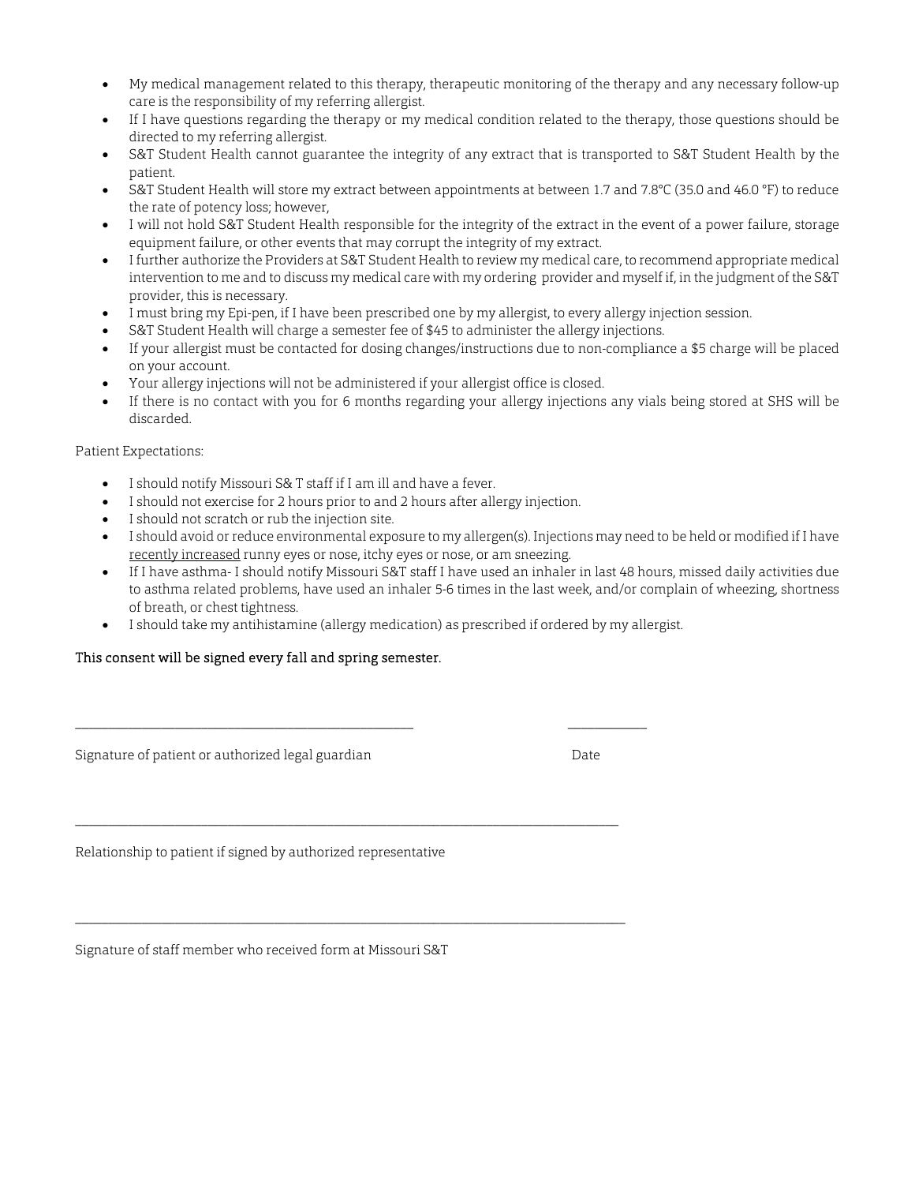- My medical management related to this therapy, therapeutic monitoring of the therapy and any necessary follow-up care is the responsibility of my referring allergist.
- If I have questions regarding the therapy or my medical condition related to the therapy, those questions should be directed to my referring allergist.
- S&T Student Health cannot guarantee the integrity of any extract that is transported to S&T Student Health by the patient.
- S&T Student Health will store my extract between appointments at between 1.7 and 7.8°C (35.0 and 46.0 °F) to reduce the rate of potency loss; however,
- I will not hold S&T Student Health responsible for the integrity of the extract in the event of a power failure, storage equipment failure, or other events that may corrupt the integrity of my extract.
- I further authorize the Providers at S&T Student Health to review my medical care, to recommend appropriate medical intervention to me and to discuss my medical care with my ordering provider and myself if, in the judgment of the S&T provider, this is necessary.
- I must bring my Epi-pen, if I have been prescribed one by my allergist, to every allergy injection session.
- S&T Student Health will charge a semester fee of $45 to administer the allergy injections.
- If your allergist must be contacted for dosing changes/instructions due to non-compliance a $5 charge will be placed on your account.
- Your allergy injections will not be administered if your allergist office is closed.
- If there is no contact with you for 6 months regarding your allergy injections any vials being stored at SHS will be discarded.

Patient Expectations:

- I should notify Missouri S& T staff if I am ill and have a fever.
- I should not exercise for 2 hours prior to and 2 hours after allergy injection.
- I should not scratch or rub the injection site.
- I should avoid or reduce environmental exposure to my allergen(s). Injections may need to be held or modified if I have <u>recently increased</u> runny eyes or nose, itchy eyes or nose, or am sneezing.
- If I have asthma- I should notify Missouri S&T staff I have used an inhaler in last 48 hours, missed daily activities due to asthma related problems, have used an inhaler 5-6 times in the last week, and/or complain of wheezing, shortness of breath, or chest tightness.
- I should take my antihistamine (allergy medication) as prescribed if ordered by my allergist.

This consent will be signed every fall and spring semester.

\_\_\_\_\_\_\_\_\_\_\_\_\_\_\_\_\_\_\_\_\_\_\_\_\_\_\_\_\_\_\_\_\_\_\_\_\_\_\_\_\_\_\_\_ \_\_\_\_\_\_\_\_\_\_\_\_

Signature of patient or authorized legal guardian Date

\_\_\_\_\_\_\_\_\_\_\_\_\_\_\_\_\_\_\_\_\_\_\_\_\_\_\_\_\_\_\_\_\_\_\_\_\_\_\_\_\_\_\_\_\_\_\_\_\_\_\_\_\_\_\_\_\_\_\_\_\_\_\_\_\_\_\_\_\_

Relationship to patient if signed by authorized representative

\_\_\_\_\_\_\_\_\_\_\_\_\_\_\_\_\_\_\_\_\_\_\_\_\_\_\_\_\_\_\_\_\_\_\_\_\_\_\_\_\_\_\_\_\_\_\_\_\_\_\_\_\_\_\_\_\_\_\_\_\_\_\_\_\_\_\_\_\_

Signature of staff member who received form at Missouri S&T